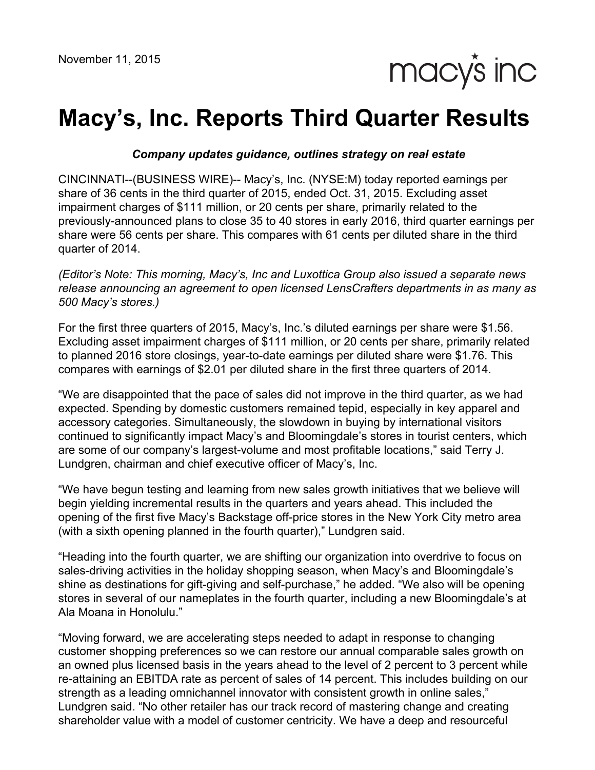November 11, 2015

macy's inc

# Macy's, Inc. Reports Third Quarter Results

***Company updates guidance, outlines strategy on real estate***

CINCINNATI--(BUSINESS WIRE)-- Macy's, Inc. (NYSE:M) today reported earnings per share of 36 cents in the third quarter of 2015, ended Oct. 31, 2015. Excluding asset impairment charges of $111 million, or 20 cents per share, primarily related to the previously-announced plans to close 35 to 40 stores in early 2016, third quarter earnings per share were 56 cents per share. This compares with 61 cents per diluted share in the third quarter of 2014.

*(Editor's Note: This morning, Macy's, Inc and Luxottica Group also issued a separate news release announcing an agreement to open licensed LensCrafters departments in as many as 500 Macy's stores.)*

For the first three quarters of 2015, Macy's, Inc.'s diluted earnings per share were $1.56. Excluding asset impairment charges of $111 million, or 20 cents per share, primarily related to planned 2016 store closings, year-to-date earnings per diluted share were $1.76. This compares with earnings of $2.01 per diluted share in the first three quarters of 2014.

"We are disappointed that the pace of sales did not improve in the third quarter, as we had expected. Spending by domestic customers remained tepid, especially in key apparel and accessory categories. Simultaneously, the slowdown in buying by international visitors continued to significantly impact Macy's and Bloomingdale's stores in tourist centers, which are some of our company's largest-volume and most profitable locations," said Terry J. Lundgren, chairman and chief executive officer of Macy's, Inc.

"We have begun testing and learning from new sales growth initiatives that we believe will begin yielding incremental results in the quarters and years ahead. This included the opening of the first five Macy's Backstage off-price stores in the New York City metro area (with a sixth opening planned in the fourth quarter)," Lundgren said.

"Heading into the fourth quarter, we are shifting our organization into overdrive to focus on sales-driving activities in the holiday shopping season, when Macy's and Bloomingdale's shine as destinations for gift-giving and self-purchase," he added. "We also will be opening stores in several of our nameplates in the fourth quarter, including a new Bloomingdale's at Ala Moana in Honolulu."

"Moving forward, we are accelerating steps needed to adapt in response to changing customer shopping preferences so we can restore our annual comparable sales growth on an owned plus licensed basis in the years ahead to the level of 2 percent to 3 percent while re-attaining an EBITDA rate as percent of sales of 14 percent. This includes building on our strength as a leading omnichannel innovator with consistent growth in online sales," Lundgren said. "No other retailer has our track record of mastering change and creating shareholder value with a model of customer centricity. We have a deep and resourceful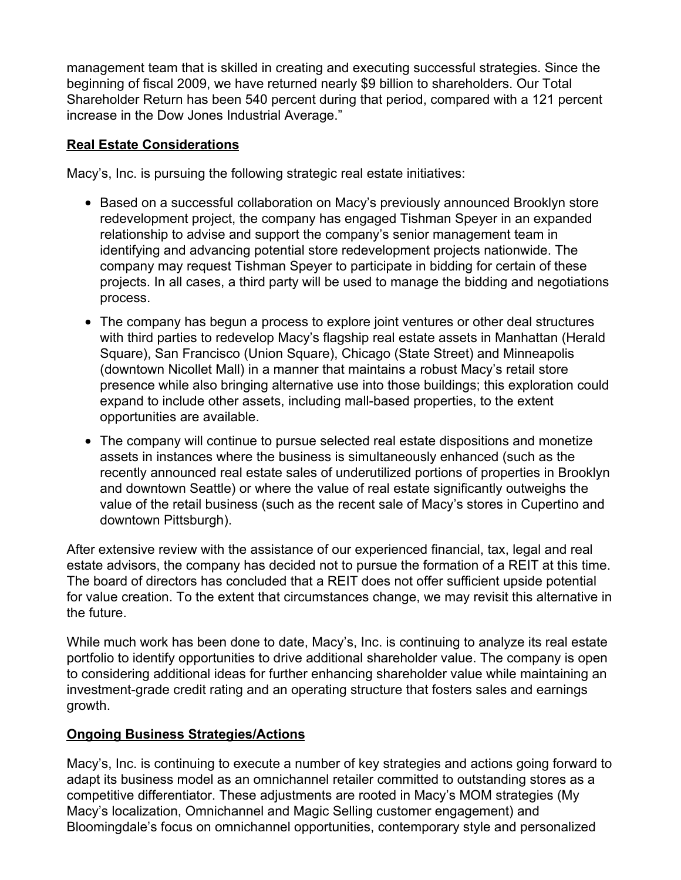management team that is skilled in creating and executing successful strategies. Since the beginning of fiscal 2009, we have returned nearly $9 billion to shareholders. Our Total Shareholder Return has been 540 percent during that period, compared with a 121 percent increase in the Dow Jones Industrial Average."

**Real Estate Considerations**

Macy's, Inc. is pursuing the following strategic real estate initiatives:

- Based on a successful collaboration on Macy's previously announced Brooklyn store redevelopment project, the company has engaged Tishman Speyer in an expanded relationship to advise and support the company's senior management team in identifying and advancing potential store redevelopment projects nationwide. The company may request Tishman Speyer to participate in bidding for certain of these projects. In all cases, a third party will be used to manage the bidding and negotiations process.
- The company has begun a process to explore joint ventures or other deal structures with third parties to redevelop Macy's flagship real estate assets in Manhattan (Herald Square), San Francisco (Union Square), Chicago (State Street) and Minneapolis (downtown Nicollet Mall) in a manner that maintains a robust Macy's retail store presence while also bringing alternative use into those buildings; this exploration could expand to include other assets, including mall-based properties, to the extent opportunities are available.
- The company will continue to pursue selected real estate dispositions and monetize assets in instances where the business is simultaneously enhanced (such as the recently announced real estate sales of underutilized portions of properties in Brooklyn and downtown Seattle) or where the value of real estate significantly outweighs the value of the retail business (such as the recent sale of Macy's stores in Cupertino and downtown Pittsburgh).

After extensive review with the assistance of our experienced financial, tax, legal and real estate advisors, the company has decided not to pursue the formation of a REIT at this time. The board of directors has concluded that a REIT does not offer sufficient upside potential for value creation. To the extent that circumstances change, we may revisit this alternative in the future.

While much work has been done to date, Macy's, Inc. is continuing to analyze its real estate portfolio to identify opportunities to drive additional shareholder value. The company is open to considering additional ideas for further enhancing shareholder value while maintaining an investment-grade credit rating and an operating structure that fosters sales and earnings growth.

**Ongoing Business Strategies/Actions**

Macy's, Inc. is continuing to execute a number of key strategies and actions going forward to adapt its business model as an omnichannel retailer committed to outstanding stores as a competitive differentiator. These adjustments are rooted in Macy's MOM strategies (My Macy's localization, Omnichannel and Magic Selling customer engagement) and Bloomingdale's focus on omnichannel opportunities, contemporary style and personalized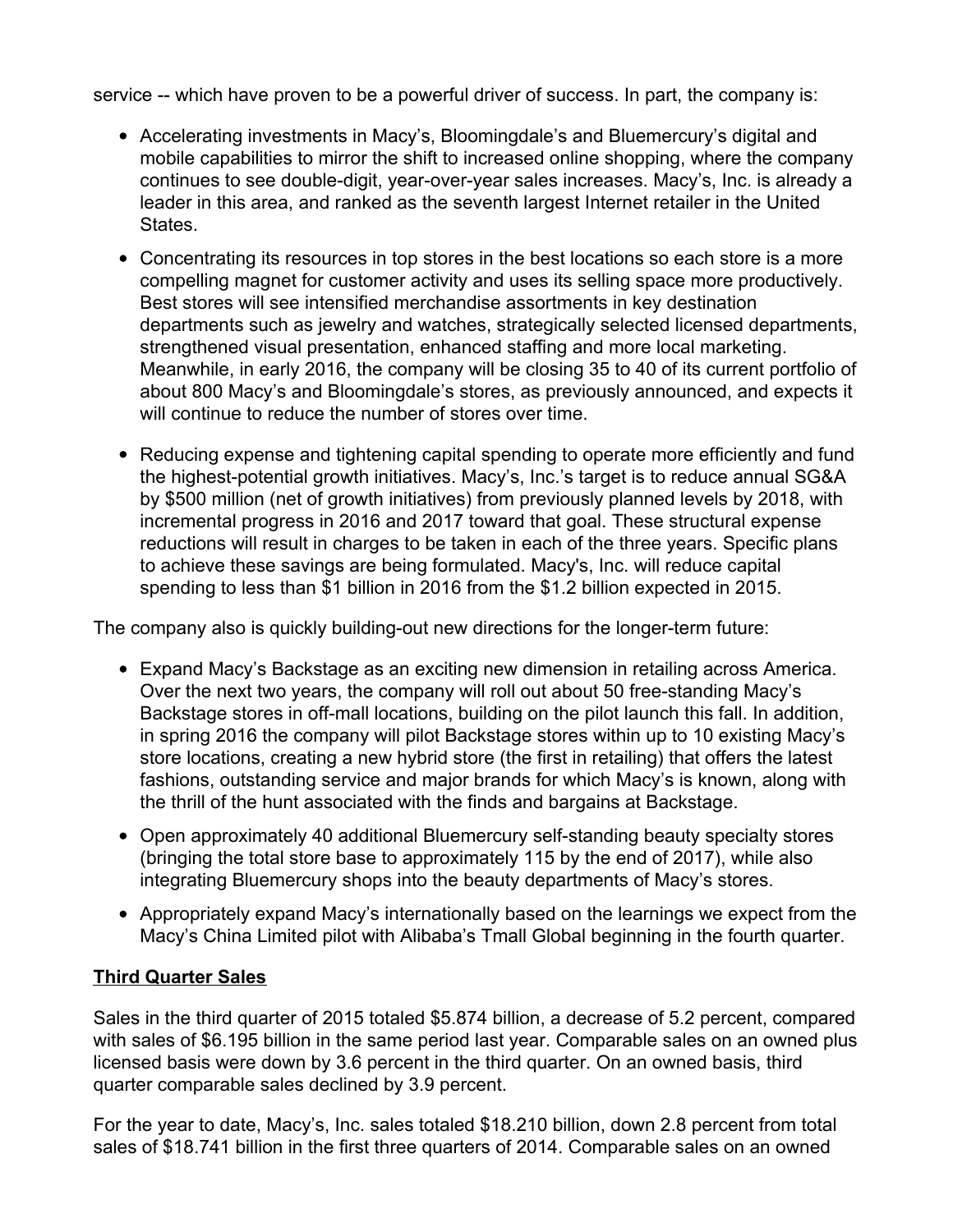service -- which have proven to be a powerful driver of success. In part, the company is:

- Accelerating investments in Macy's, Bloomingdale's and Bluemercury's digital and mobile capabilities to mirror the shift to increased online shopping, where the company continues to see double-digit, year-over-year sales increases. Macy's, Inc. is already a leader in this area, and ranked as the seventh largest Internet retailer in the United States.
- Concentrating its resources in top stores in the best locations so each store is a more compelling magnet for customer activity and uses its selling space more productively. Best stores will see intensified merchandise assortments in key destination departments such as jewelry and watches, strategically selected licensed departments, strengthened visual presentation, enhanced staffing and more local marketing. Meanwhile, in early 2016, the company will be closing 35 to 40 of its current portfolio of about 800 Macy's and Bloomingdale's stores, as previously announced, and expects it will continue to reduce the number of stores over time.
- Reducing expense and tightening capital spending to operate more efficiently and fund the highest-potential growth initiatives. Macy's, Inc.'s target is to reduce annual SG&A by $500 million (net of growth initiatives) from previously planned levels by 2018, with incremental progress in 2016 and 2017 toward that goal. These structural expense reductions will result in charges to be taken in each of the three years. Specific plans to achieve these savings are being formulated. Macy's, Inc. will reduce capital spending to less than $1 billion in 2016 from the $1.2 billion expected in 2015.

The company also is quickly building-out new directions for the longer-term future:

- Expand Macy's Backstage as an exciting new dimension in retailing across America. Over the next two years, the company will roll out about 50 free-standing Macy's Backstage stores in off-mall locations, building on the pilot launch this fall. In addition, in spring 2016 the company will pilot Backstage stores within up to 10 existing Macy's store locations, creating a new hybrid store (the first in retailing) that offers the latest fashions, outstanding service and major brands for which Macy's is known, along with the thrill of the hunt associated with the finds and bargains at Backstage.
- Open approximately 40 additional Bluemercury self-standing beauty specialty stores (bringing the total store base to approximately 115 by the end of 2017), while also integrating Bluemercury shops into the beauty departments of Macy's stores.
- Appropriately expand Macy's internationally based on the learnings we expect from the Macy's China Limited pilot with Alibaba's Tmall Global beginning in the fourth quarter.

**Third Quarter Sales**

Sales in the third quarter of 2015 totaled $5.874 billion, a decrease of 5.2 percent, compared with sales of $6.195 billion in the same period last year. Comparable sales on an owned plus licensed basis were down by 3.6 percent in the third quarter. On an owned basis, third quarter comparable sales declined by 3.9 percent.

For the year to date, Macy's, Inc. sales totaled $18.210 billion, down 2.8 percent from total sales of $18.741 billion in the first three quarters of 2014. Comparable sales on an owned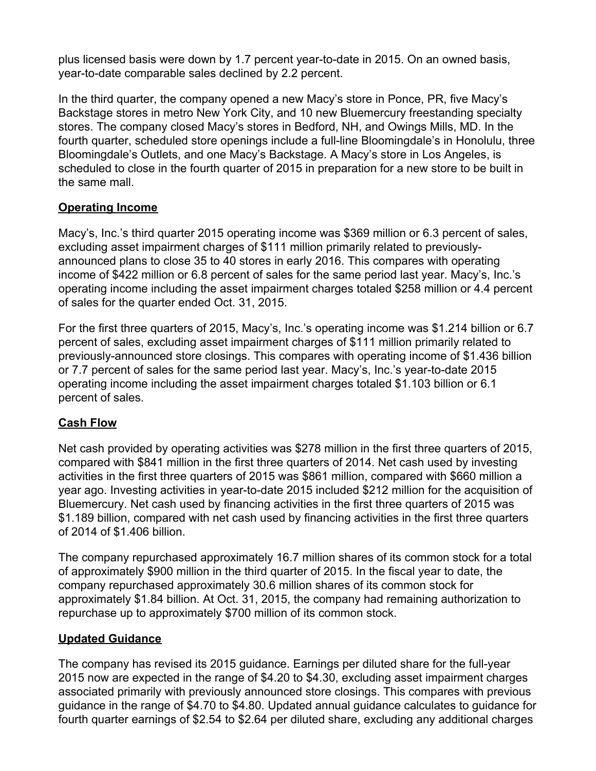plus licensed basis were down by 1.7 percent year-to-date in 2015. On an owned basis, year-to-date comparable sales declined by 2.2 percent.

In the third quarter, the company opened a new Macy's store in Ponce, PR, five Macy's Backstage stores in metro New York City, and 10 new Bluemercury freestanding specialty stores. The company closed Macy's stores in Bedford, NH, and Owings Mills, MD. In the fourth quarter, scheduled store openings include a full-line Bloomingdale's in Honolulu, three Bloomingdale's Outlets, and one Macy's Backstage. A Macy's store in Los Angeles, is scheduled to close in the fourth quarter of 2015 in preparation for a new store to be built in the same mall.

## Operating Income

Macy's, Inc.'s third quarter 2015 operating income was $369 million or 6.3 percent of sales, excluding asset impairment charges of $111 million primarily related to previously-announced plans to close 35 to 40 stores in early 2016. This compares with operating income of $422 million or 6.8 percent of sales for the same period last year. Macy's, Inc.'s operating income including the asset impairment charges totaled $258 million or 4.4 percent of sales for the quarter ended Oct. 31, 2015.

For the first three quarters of 2015, Macy's, Inc.'s operating income was $1.214 billion or 6.7 percent of sales, excluding asset impairment charges of $111 million primarily related to previously-announced store closings. This compares with operating income of $1.436 billion or 7.7 percent of sales for the same period last year. Macy's, Inc.'s year-to-date 2015 operating income including the asset impairment charges totaled $1.103 billion or 6.1 percent of sales.

## Cash Flow

Net cash provided by operating activities was $278 million in the first three quarters of 2015, compared with $841 million in the first three quarters of 2014. Net cash used by investing activities in the first three quarters of 2015 was $861 million, compared with $660 million a year ago. Investing activities in year-to-date 2015 included $212 million for the acquisition of Bluemercury. Net cash used by financing activities in the first three quarters of 2015 was $1.189 billion, compared with net cash used by financing activities in the first three quarters of 2014 of $1.406 billion.

The company repurchased approximately 16.7 million shares of its common stock for a total of approximately $900 million in the third quarter of 2015. In the fiscal year to date, the company repurchased approximately 30.6 million shares of its common stock for approximately $1.84 billion. At Oct. 31, 2015, the company had remaining authorization to repurchase up to approximately $700 million of its common stock.

## Updated Guidance

The company has revised its 2015 guidance. Earnings per diluted share for the full-year 2015 now are expected in the range of $4.20 to $4.30, excluding asset impairment charges associated primarily with previously announced store closings. This compares with previous guidance in the range of $4.70 to $4.80. Updated annual guidance calculates to guidance for fourth quarter earnings of $2.54 to $2.64 per diluted share, excluding any additional charges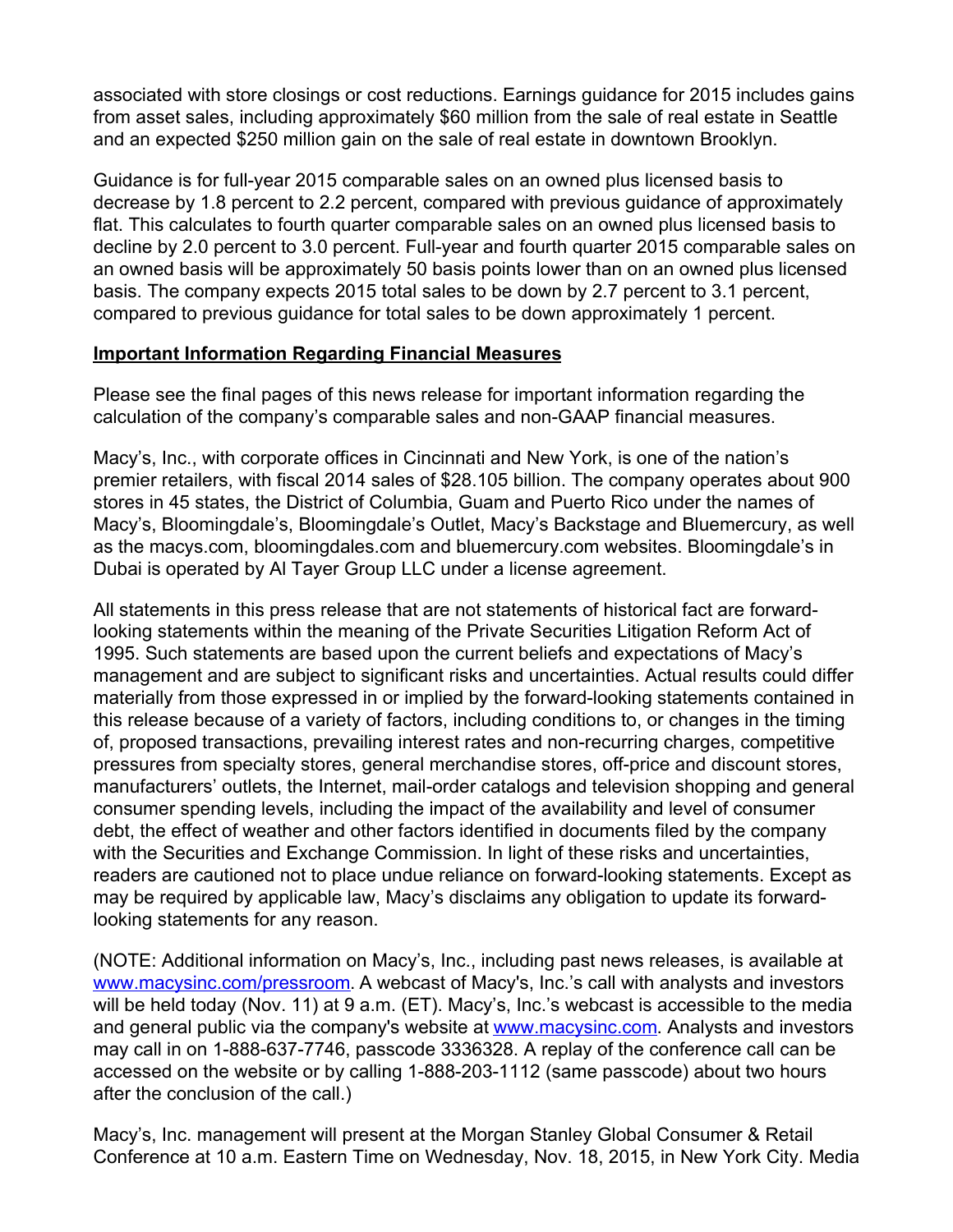associated with store closings or cost reductions. Earnings guidance for 2015 includes gains from asset sales, including approximately $60 million from the sale of real estate in Seattle and an expected $250 million gain on the sale of real estate in downtown Brooklyn.

Guidance is for full-year 2015 comparable sales on an owned plus licensed basis to decrease by 1.8 percent to 2.2 percent, compared with previous guidance of approximately flat. This calculates to fourth quarter comparable sales on an owned plus licensed basis to decline by 2.0 percent to 3.0 percent. Full-year and fourth quarter 2015 comparable sales on an owned basis will be approximately 50 basis points lower than on an owned plus licensed basis. The company expects 2015 total sales to be down by 2.7 percent to 3.1 percent, compared to previous guidance for total sales to be down approximately 1 percent.

**Important Information Regarding Financial Measures**

Please see the final pages of this news release for important information regarding the calculation of the company's comparable sales and non-GAAP financial measures.

Macy's, Inc., with corporate offices in Cincinnati and New York, is one of the nation's premier retailers, with fiscal 2014 sales of $28.105 billion. The company operates about 900 stores in 45 states, the District of Columbia, Guam and Puerto Rico under the names of Macy's, Bloomingdale's, Bloomingdale's Outlet, Macy's Backstage and Bluemercury, as well as the macys.com, bloomingdales.com and bluemercury.com websites. Bloomingdale's in Dubai is operated by Al Tayer Group LLC under a license agreement.

All statements in this press release that are not statements of historical fact are forward-looking statements within the meaning of the Private Securities Litigation Reform Act of 1995. Such statements are based upon the current beliefs and expectations of Macy's management and are subject to significant risks and uncertainties. Actual results could differ materially from those expressed in or implied by the forward-looking statements contained in this release because of a variety of factors, including conditions to, or changes in the timing of, proposed transactions, prevailing interest rates and non-recurring charges, competitive pressures from specialty stores, general merchandise stores, off-price and discount stores, manufacturers' outlets, the Internet, mail-order catalogs and television shopping and general consumer spending levels, including the impact of the availability and level of consumer debt, the effect of weather and other factors identified in documents filed by the company with the Securities and Exchange Commission. In light of these risks and uncertainties, readers are cautioned not to place undue reliance on forward-looking statements. Except as may be required by applicable law, Macy's disclaims any obligation to update its forward-looking statements for any reason.

(NOTE: Additional information on Macy's, Inc., including past news releases, is available at www.macysinc.com/pressroom. A webcast of Macy's, Inc.'s call with analysts and investors will be held today (Nov. 11) at 9 a.m. (ET). Macy's, Inc.'s webcast is accessible to the media and general public via the company's website at www.macysinc.com. Analysts and investors may call in on 1-888-637-7746, passcode 3336328. A replay of the conference call can be accessed on the website or by calling 1-888-203-1112 (same passcode) about two hours after the conclusion of the call.)

Macy's, Inc. management will present at the Morgan Stanley Global Consumer & Retail Conference at 10 a.m. Eastern Time on Wednesday, Nov. 18, 2015, in New York City. Media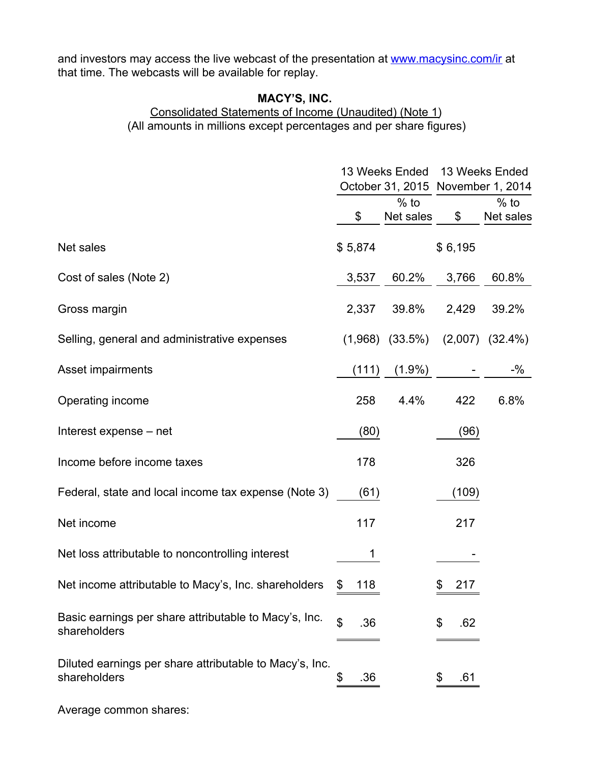and investors may access the live webcast of the presentation at www.macysinc.com/ir at that time. The webcasts will be available for replay.

**MACY'S, INC.**

Consolidated Statements of Income (Unaudited) (Note 1)

(All amounts in millions except percentages and per share figures)

| | 13 Weeks Ended October 31, 2015 | | 13 Weeks Ended November 1, 2014 | |
|---|---|---|---|---|
| | $ | % to Net sales | $ | % to Net sales |
| Net sales | $ 5,874 | | $ 6,195 | |
| Cost of sales (Note 2) | 3,537 | 60.2% | 3,766 | 60.8% |
| Gross margin | 2,337 | 39.8% | 2,429 | 39.2% |
| Selling, general and administrative expenses | (1,968) | (33.5%) | (2,007) | (32.4%) |
| Asset impairments | (111) | (1.9%) | - | -% |
| Operating income | 258 | 4.4% | 422 | 6.8% |
| Interest expense – net | (80) | | (96) | |
| Income before income taxes | 178 | | 326 | |
| Federal, state and local income tax expense (Note 3) | (61) | | (109) | |
| Net income | 117 | | 217 | |
| Net loss attributable to noncontrolling interest | 1 | | - | |
| Net income attributable to Macy's, Inc. shareholders | $ 118 | | $ 217 | |
| Basic earnings per share attributable to Macy's, Inc. shareholders | $ .36 | | $ .62 | |
| Diluted earnings per share attributable to Macy's, Inc. shareholders | $ .36 | | $ .61 | |

Average common shares: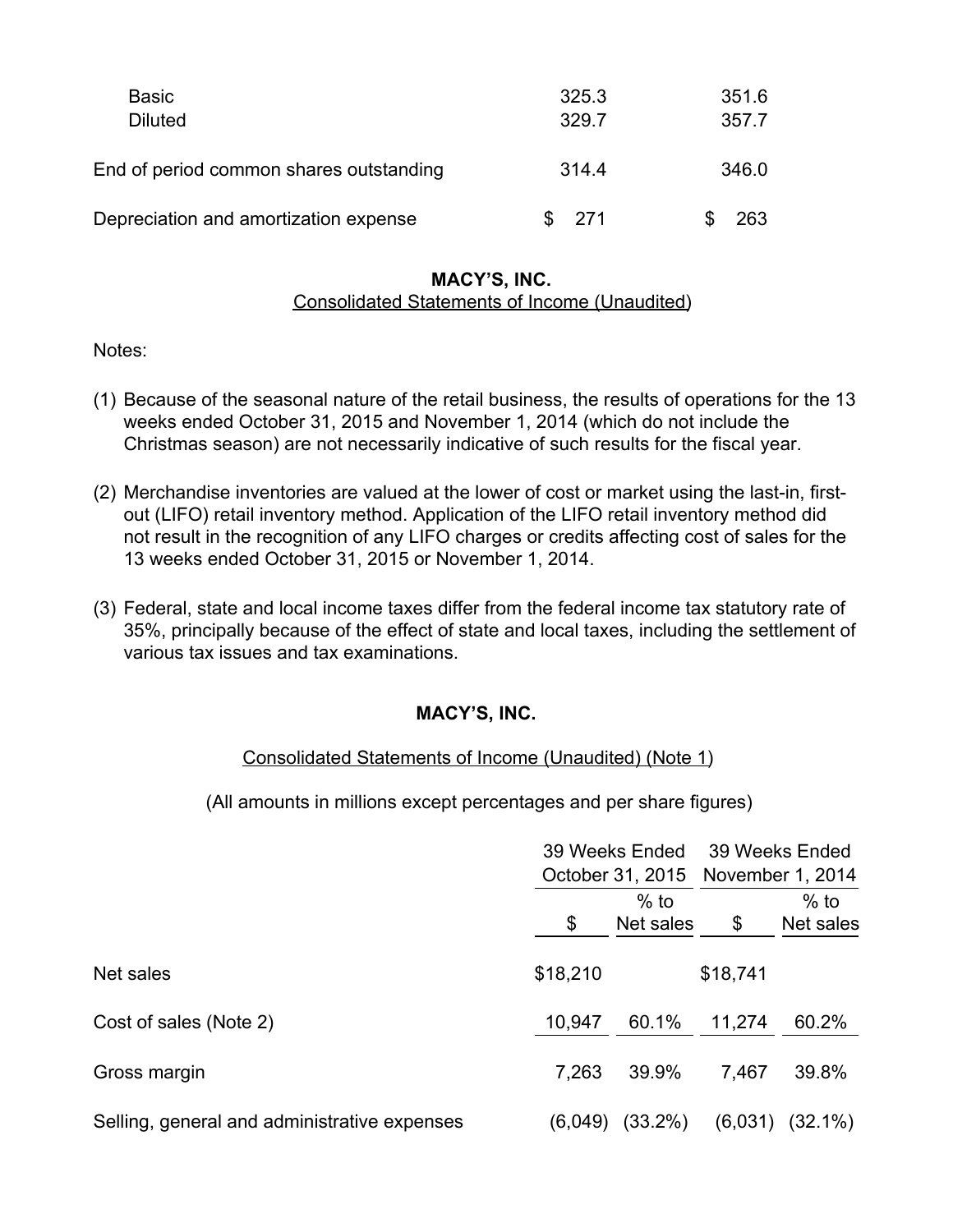|  |  |  |
|---|---|---|
| Basic | 325.3 | 351.6 |
| Diluted | 329.7 | 357.7 |
| End of period common shares outstanding | 314.4 | 346.0 |
| Depreciation and amortization expense | $ 271 | $ 263 |

**MACY'S, INC.**

Consolidated Statements of Income (Unaudited)

Notes:

(1) Because of the seasonal nature of the retail business, the results of operations for the 13 weeks ended October 31, 2015 and November 1, 2014 (which do not include the Christmas season) are not necessarily indicative of such results for the fiscal year.

(2) Merchandise inventories are valued at the lower of cost or market using the last-in, first-out (LIFO) retail inventory method. Application of the LIFO retail inventory method did not result in the recognition of any LIFO charges or credits affecting cost of sales for the 13 weeks ended October 31, 2015 or November 1, 2014.

(3) Federal, state and local income taxes differ from the federal income tax statutory rate of 35%, principally because of the effect of state and local taxes, including the settlement of various tax issues and tax examinations.

**MACY'S, INC.**

Consolidated Statements of Income (Unaudited) (Note 1)

(All amounts in millions except percentages and per share figures)

|  | 39 Weeks Ended October 31, 2015 |  | 39 Weeks Ended November 1, 2014 |  |
|---|---|---|---|---|
|  | $ | % to Net sales | $ | % to Net sales |
| Net sales | $18,210 |  | $18,741 |  |
| Cost of sales (Note 2) | 10,947 | 60.1% | 11,274 | 60.2% |
| Gross margin | 7,263 | 39.9% | 7,467 | 39.8% |
| Selling, general and administrative expenses | (6,049) | (33.2%) | (6,031) | (32.1%) |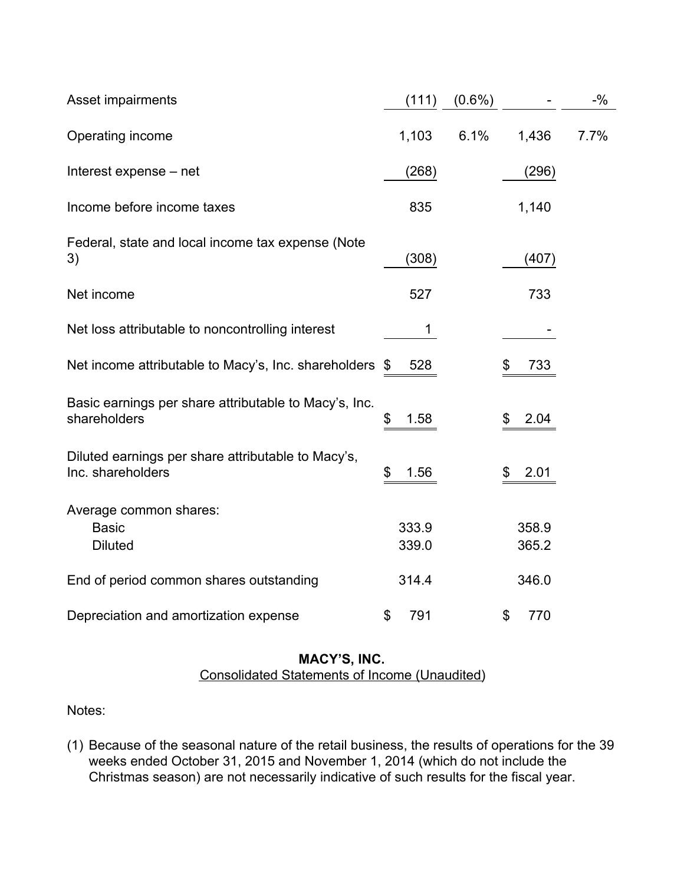| | | | | |
|---|---|---|---|---|
| Asset impairments | (111) | (0.6%) | - | -% |
| Operating income | 1,103 | 6.1% | 1,436 | 7.7% |
| Interest expense – net | (268) | | (296) | |
| Income before income taxes | 835 | | 1,140 | |
| Federal, state and local income tax expense (Note 3) | (308) | | (407) | |
| Net income | 527 | | 733 | |
| Net loss attributable to noncontrolling interest | 1 | | - | |
| Net income attributable to Macy's, Inc. shareholders | $ 528 | | $ 733 | |
| Basic earnings per share attributable to Macy's, Inc. shareholders | $ 1.58 | | $ 2.04 | |
| Diluted earnings per share attributable to Macy's, Inc. shareholders | $ 1.56 | | $ 2.01 | |
| Average common shares: | | | | |
| Basic | 333.9 | | 358.9 | |
| Diluted | 339.0 | | 365.2 | |
| End of period common shares outstanding | 314.4 | | 346.0 | |
| Depreciation and amortization expense | $ 791 | | $ 770 | |

**MACY'S, INC.**

Consolidated Statements of Income (Unaudited)

Notes:

(1) Because of the seasonal nature of the retail business, the results of operations for the 39 weeks ended October 31, 2015 and November 1, 2014 (which do not include the Christmas season) are not necessarily indicative of such results for the fiscal year.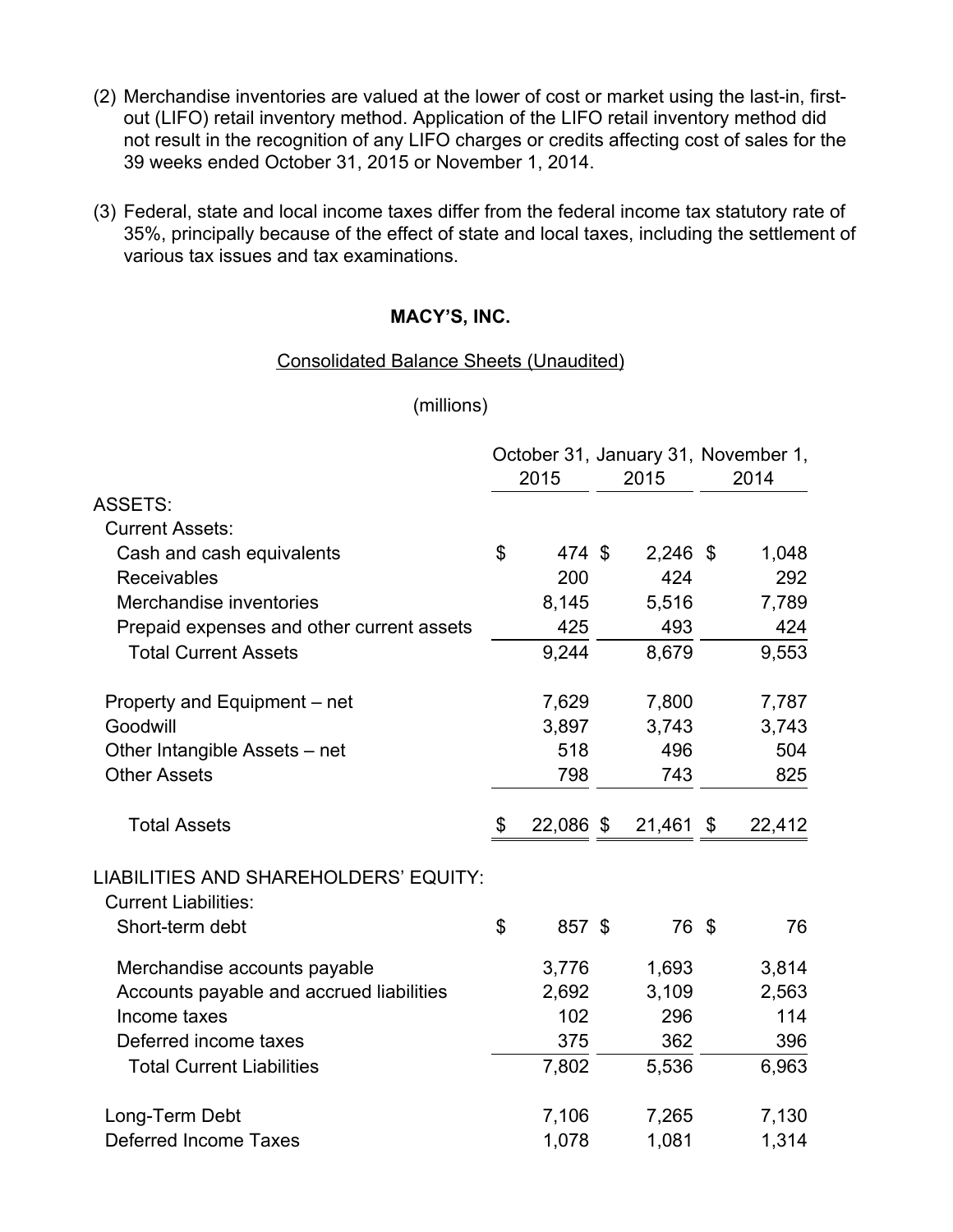(2) Merchandise inventories are valued at the lower of cost or market using the last-in, first-out (LIFO) retail inventory method. Application of the LIFO retail inventory method did not result in the recognition of any LIFO charges or credits affecting cost of sales for the 39 weeks ended October 31, 2015 or November 1, 2014.

(3) Federal, state and local income taxes differ from the federal income tax statutory rate of 35%, principally because of the effect of state and local taxes, including the settlement of various tax issues and tax examinations.

**MACY'S, INC.**

Consolidated Balance Sheets (Unaudited)

(millions)

| | October 31, 2015 | January 31, 2015 | November 1, 2014 |
|---|---|---|---|
| ASSETS: | | | |
| Current Assets: | | | |
| Cash and cash equivalents | $ 474 | $ 2,246 | $ 1,048 |
| Receivables | 200 | 424 | 292 |
| Merchandise inventories | 8,145 | 5,516 | 7,789 |
| Prepaid expenses and other current assets | 425 | 493 | 424 |
| Total Current Assets | 9,244 | 8,679 | 9,553 |
| | | | |
| Property and Equipment – net | 7,629 | 7,800 | 7,787 |
| Goodwill | 3,897 | 3,743 | 3,743 |
| Other Intangible Assets – net | 518 | 496 | 504 |
| Other Assets | 798 | 743 | 825 |
| | | | |
| Total Assets | $ 22,086 | $ 21,461 | $ 22,412 |
| | | | |
| LIABILITIES AND SHAREHOLDERS' EQUITY: | | | |
| Current Liabilities: | | | |
| Short-term debt | $ 857 | $ 76 | $ 76 |
| Merchandise accounts payable | 3,776 | 1,693 | 3,814 |
| Accounts payable and accrued liabilities | 2,692 | 3,109 | 2,563 |
| Income taxes | 102 | 296 | 114 |
| Deferred income taxes | 375 | 362 | 396 |
| Total Current Liabilities | 7,802 | 5,536 | 6,963 |
| | | | |
| Long-Term Debt | 7,106 | 7,265 | 7,130 |
| Deferred Income Taxes | 1,078 | 1,081 | 1,314 |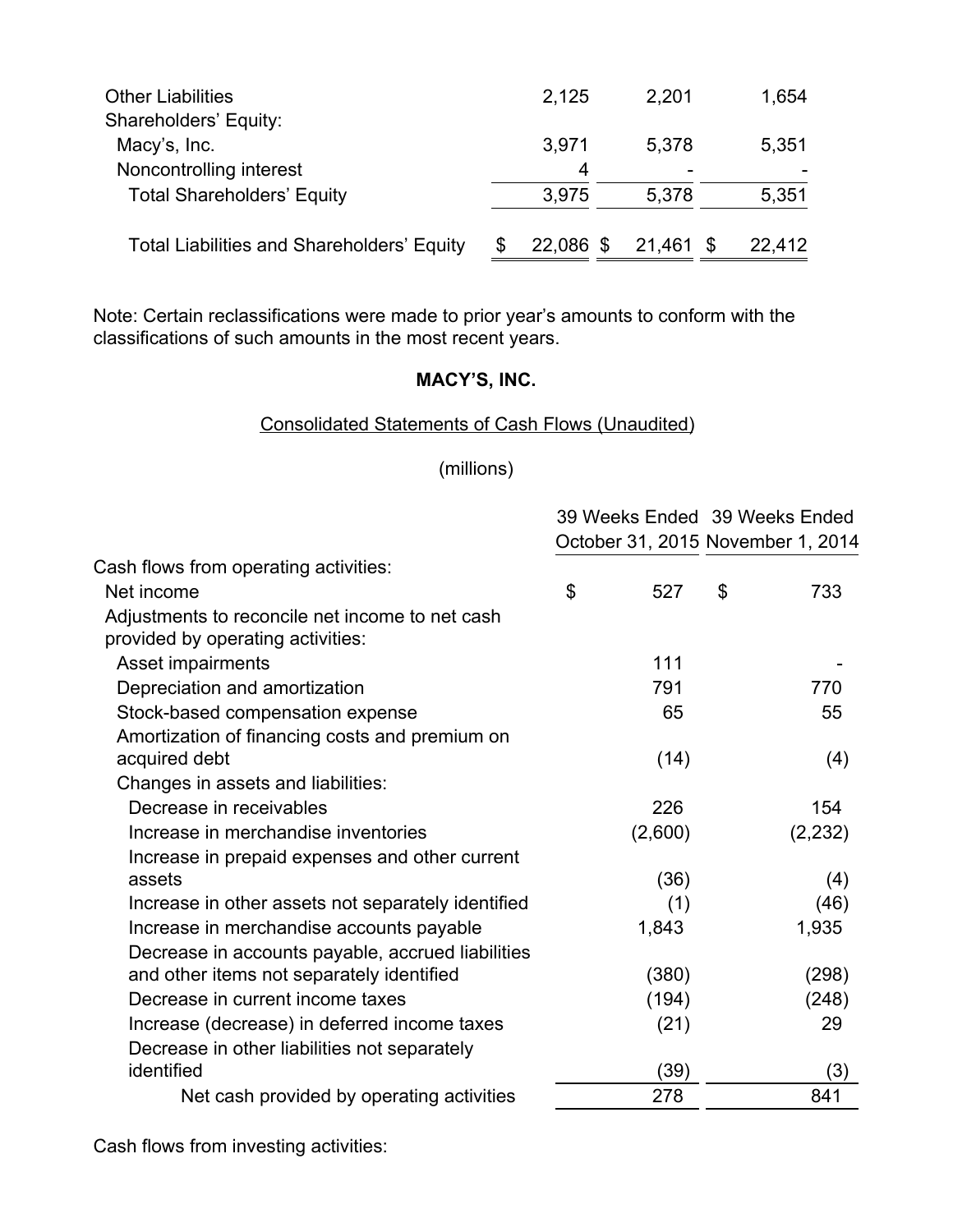| | | | |
|---|---|---|---|
| Other Liabilities | 2,125 | 2,201 | 1,654 |
| Shareholders' Equity: | | | |
| Macy's, Inc. | 3,971 | 5,378 | 5,351 |
| Noncontrolling interest | 4 | - | - |
| Total Shareholders' Equity | 3,975 | 5,378 | 5,351 |
| Total Liabilities and Shareholders' Equity | $ 22,086 | $ 21,461 | $ 22,412 |

Note: Certain reclassifications were made to prior year's amounts to conform with the classifications of such amounts in the most recent years.

**MACY'S, INC.**

Consolidated Statements of Cash Flows (Unaudited)

(millions)

| | 39 Weeks Ended October 31, 2015 | 39 Weeks Ended November 1, 2014 |
|---|---|---|
| Cash flows from operating activities: | | |
| Net income | $ 527 | $ 733 |
| Adjustments to reconcile net income to net cash provided by operating activities: | | |
| Asset impairments | 111 | - |
| Depreciation and amortization | 791 | 770 |
| Stock-based compensation expense | 65 | 55 |
| Amortization of financing costs and premium on acquired debt | (14) | (4) |
| Changes in assets and liabilities: | | |
| Decrease in receivables | 226 | 154 |
| Increase in merchandise inventories | (2,600) | (2,232) |
| Increase in prepaid expenses and other current assets | (36) | (4) |
| Increase in other assets not separately identified | (1) | (46) |
| Increase in merchandise accounts payable | 1,843 | 1,935 |
| Decrease in accounts payable, accrued liabilities and other items not separately identified | (380) | (298) |
| Decrease in current income taxes | (194) | (248) |
| Increase (decrease) in deferred income taxes | (21) | 29 |
| Decrease in other liabilities not separately identified | (39) | (3) |
| Net cash provided by operating activities | 278 | 841 |

Cash flows from investing activities: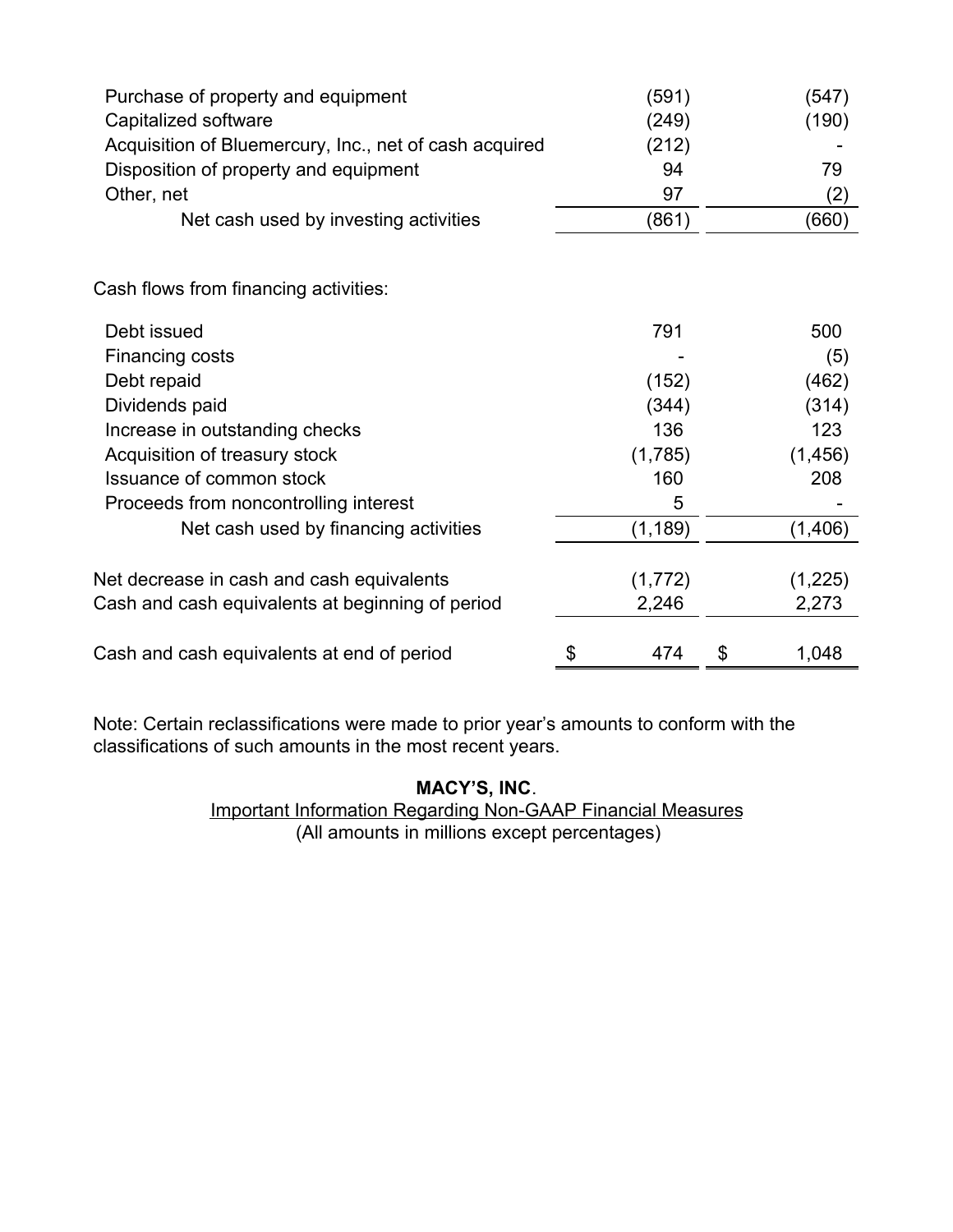| | | |
|---|---|---|
| Purchase of property and equipment | (591) | (547) |
| Capitalized software | (249) | (190) |
| Acquisition of Bluemercury, Inc., net of cash acquired | (212) | - |
| Disposition of property and equipment | 94 | 79 |
| Other, net | 97 | (2) |
| Net cash used by investing activities | (861) | (660) |
| | | |
| Cash flows from financing activities: | | |
| Debt issued | 791 | 500 |
| Financing costs | - | (5) |
| Debt repaid | (152) | (462) |
| Dividends paid | (344) | (314) |
| Increase in outstanding checks | 136 | 123 |
| Acquisition of treasury stock | (1,785) | (1,456) |
| Issuance of common stock | 160 | 208 |
| Proceeds from noncontrolling interest | 5 | - |
| Net cash used by financing activities | (1,189) | (1,406) |
| | | |
| Net decrease in cash and cash equivalents | (1,772) | (1,225) |
| Cash and cash equivalents at beginning of period | 2,246 | 2,273 |
| | | |
| Cash and cash equivalents at end of period | $ 474 | $ 1,048 |

Note: Certain reclassifications were made to prior year's amounts to conform with the classifications of such amounts in the most recent years.

**MACY'S, INC.**

Important Information Regarding Non-GAAP Financial Measures

(All amounts in millions except percentages)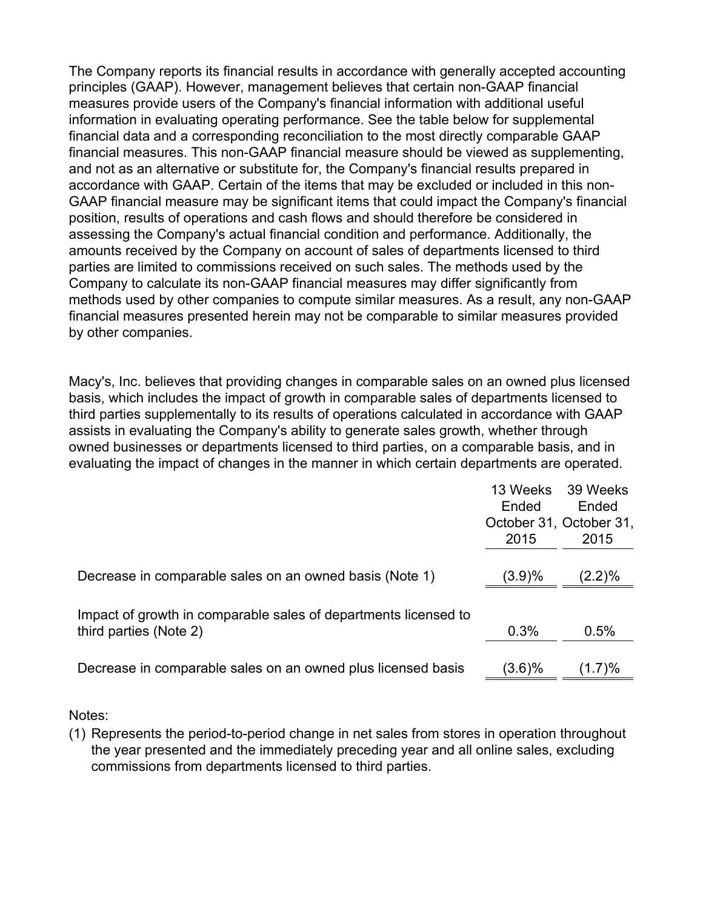The Company reports its financial results in accordance with generally accepted accounting principles (GAAP). However, management believes that certain non-GAAP financial measures provide users of the Company's financial information with additional useful information in evaluating operating performance. See the table below for supplemental financial data and a corresponding reconciliation to the most directly comparable GAAP financial measures. This non-GAAP financial measure should be viewed as supplementing, and not as an alternative or substitute for, the Company's financial results prepared in accordance with GAAP. Certain of the items that may be excluded or included in this non-GAAP financial measure may be significant items that could impact the Company's financial position, results of operations and cash flows and should therefore be considered in assessing the Company's actual financial condition and performance. Additionally, the amounts received by the Company on account of sales of departments licensed to third parties are limited to commissions received on such sales. The methods used by the Company to calculate its non-GAAP financial measures may differ significantly from methods used by other companies to compute similar measures. As a result, any non-GAAP financial measures presented herein may not be comparable to similar measures provided by other companies.

Macy's, Inc. believes that providing changes in comparable sales on an owned plus licensed basis, which includes the impact of growth in comparable sales of departments licensed to third parties supplementally to its results of operations calculated in accordance with GAAP assists in evaluating the Company's ability to generate sales growth, whether through owned businesses or departments licensed to third parties, on a comparable basis, and in evaluating the impact of changes in the manner in which certain departments are operated.

| | 13 Weeks Ended October 31, 2015 | 39 Weeks Ended October 31, 2015 |
|---|---|---|
| Decrease in comparable sales on an owned basis (Note 1) | (3.9)% | (2.2)% |
| Impact of growth in comparable sales of departments licensed to third parties (Note 2) | 0.3% | 0.5% |
| Decrease in comparable sales on an owned plus licensed basis | (3.6)% | (1.7)% |

Notes:

(1) Represents the period-to-period change in net sales from stores in operation throughout the year presented and the immediately preceding year and all online sales, excluding commissions from departments licensed to third parties.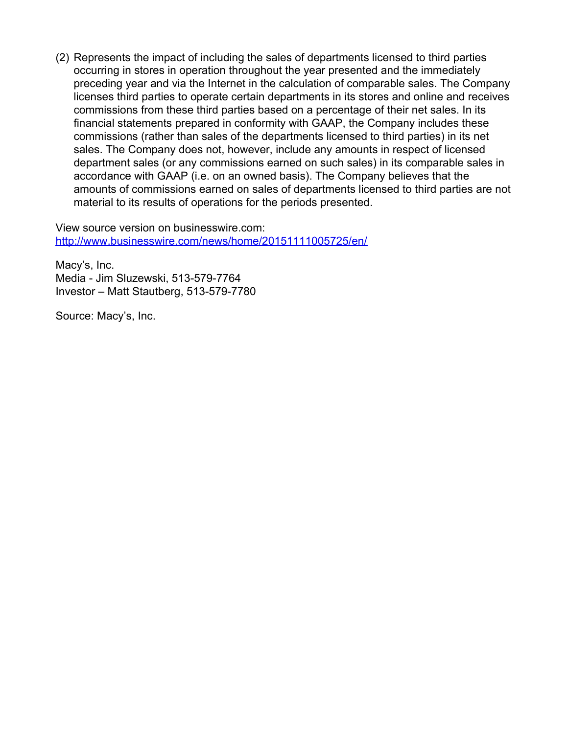(2) Represents the impact of including the sales of departments licensed to third parties occurring in stores in operation throughout the year presented and the immediately preceding year and via the Internet in the calculation of comparable sales. The Company licenses third parties to operate certain departments in its stores and online and receives commissions from these third parties based on a percentage of their net sales. In its financial statements prepared in conformity with GAAP, the Company includes these commissions (rather than sales of the departments licensed to third parties) in its net sales. The Company does not, however, include any amounts in respect of licensed department sales (or any commissions earned on such sales) in its comparable sales in accordance with GAAP (i.e. on an owned basis). The Company believes that the amounts of commissions earned on sales of departments licensed to third parties are not material to its results of operations for the periods presented.

View source version on businesswire.com:
http://www.businesswire.com/news/home/20151111005725/en/

Macy's, Inc.
Media - Jim Sluzewski, 513-579-7764
Investor – Matt Stautberg, 513-579-7780

Source: Macy's, Inc.